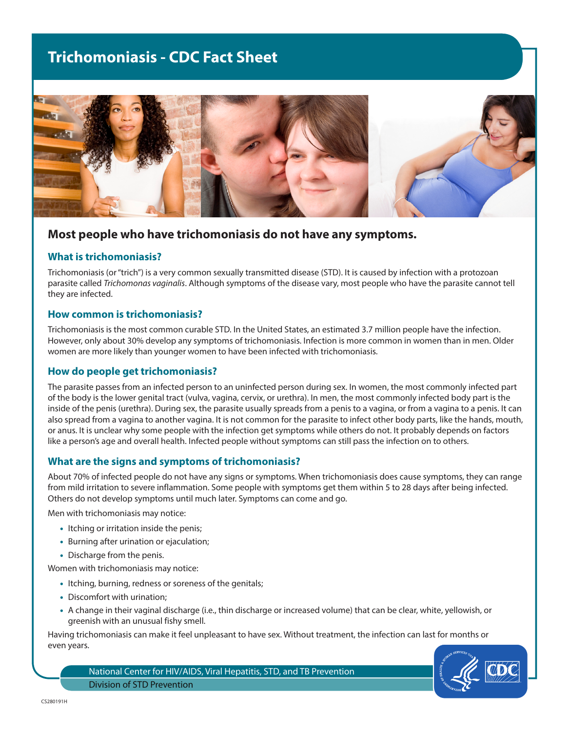# Trichomoniasis - CDC Fact Sheet

## Most people who have trichomoniasis do not have any symptoms.

### What is trichomoniasis?

Trichomoniasis (or "trich") is a very common sexually transmitted disease (STD). It is caused by infection with a protozoan parasite called *Trichomonas vaginalis*. Although symptoms of the disease vary, most people who have the parasite cannot tell they are infected.

### How common is trichomoniasis?

Trichomoniasis is the most common curable STD. In the United States, an estimated 3.7 million people have the infection. However, only about 30% develop any symptoms of trichomoniasis. Infection is more common in women than in men. Older women are more likely than younger women to have been infected with trichomoniasis.

### How do people get trichomoniasis?

The parasite passes from an infected person to an uninfected person during sex. In women, the most commonly infected part of the body is the lower genital tract (vulva, vagina, cervix, or urethra). In men, the most commonly infected body part is the inside of the penis (urethra). During sex, the parasite usually spreads from a penis to a vagina, or from a vagina to a penis. It can also spread from a vagina to another vagina. It is not common for the parasite to infect other body parts, like the hands, mouth, or anus. It is unclear why some people with the infection get symptoms while others do not. It probably depends on factors like a person's age and overall health. Infected people without symptoms can still pass the infection on to others.

### What are the signs and symptoms of trichomoniasis?

About 70% of infected people do not have any signs or symptoms. When trichomoniasis does cause symptoms, they can range from mild irritation to severe inflammation. Some people with symptoms get them within 5 to 28 days after being infected. Others do not develop symptoms until much later. Symptoms can come and go.

Men with trichomoniasis may notice:

- Itching or irritation inside the penis;
- Burning after urination or ejaculation;
- Discharge from the penis.

Women with trichomoniasis may notice:

- Itching, burning, redness or soreness of the genitals;
- Discomfort with urination;
- A change in their vaginal discharge (i.e., thin discharge or increased volume) that can be clear, white, yellowish, or greenish with an unusual fishy smell.

Having trichomoniasis can make it feel unpleasant to have sex. Without treatment, the infection can last for months or even years.

National Center for HIV/AIDS, Viral Hepatitis, STD, and TB Prevention
Division of STD Prevention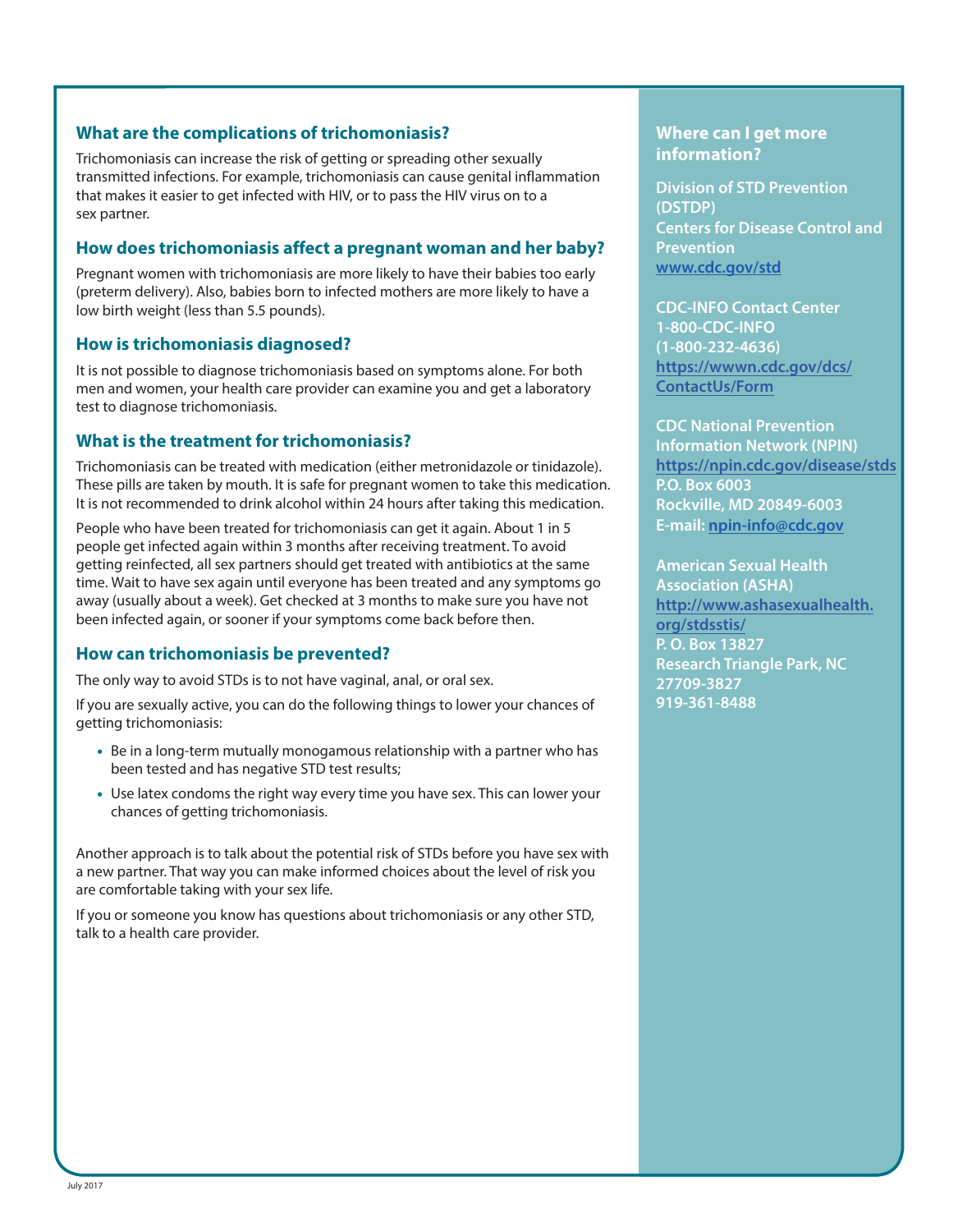## What are the complications of trichomoniasis?

Trichomoniasis can increase the risk of getting or spreading other sexually transmitted infections. For example, trichomoniasis can cause genital inflammation that makes it easier to get infected with HIV, or to pass the HIV virus on to a sex partner.

## How does trichomoniasis affect a pregnant woman and her baby?

Pregnant women with trichomoniasis are more likely to have their babies too early (preterm delivery). Also, babies born to infected mothers are more likely to have a low birth weight (less than 5.5 pounds).

## How is trichomoniasis diagnosed?

It is not possible to diagnose trichomoniasis based on symptoms alone. For both men and women, your health care provider can examine you and get a laboratory test to diagnose trichomoniasis.

## What is the treatment for trichomoniasis?

Trichomoniasis can be treated with medication (either metronidazole or tinidazole). These pills are taken by mouth. It is safe for pregnant women to take this medication. It is not recommended to drink alcohol within 24 hours after taking this medication.

People who have been treated for trichomoniasis can get it again. About 1 in 5 people get infected again within 3 months after receiving treatment. To avoid getting reinfected, all sex partners should get treated with antibiotics at the same time. Wait to have sex again until everyone has been treated and any symptoms go away (usually about a week). Get checked at 3 months to make sure you have not been infected again, or sooner if your symptoms come back before then.

## How can trichomoniasis be prevented?

The only way to avoid STDs is to not have vaginal, anal, or oral sex.

If you are sexually active, you can do the following things to lower your chances of getting trichomoniasis:

- Be in a long-term mutually monogamous relationship with a partner who has been tested and has negative STD test results;
- Use latex condoms the right way every time you have sex. This can lower your chances of getting trichomoniasis.

Another approach is to talk about the potential risk of STDs before you have sex with a new partner. That way you can make informed choices about the level of risk you are comfortable taking with your sex life.

If you or someone you know has questions about trichomoniasis or any other STD, talk to a health care provider.

## Where can I get more information?

**Division of STD Prevention (DSTDP)**
**Centers for Disease Control and Prevention**
**www.cdc.gov/std**

**CDC-INFO Contact Center**
**1-800-CDC-INFO**
**(1-800-232-4636)**
**https://wwwn.cdc.gov/dcs/ContactUs/Form**

**CDC National Prevention Information Network (NPIN)**
**https://npin.cdc.gov/disease/stds**
**P.O. Box 6003**
**Rockville, MD 20849-6003**
**E-mail: npin-info@cdc.gov**

**American Sexual Health Association (ASHA)**
**http://www.ashasexualhealth.org/stdsstis/**
**P. O. Box 13827**
**Research Triangle Park, NC 27709-3827**
**919-361-8488**

July 2017